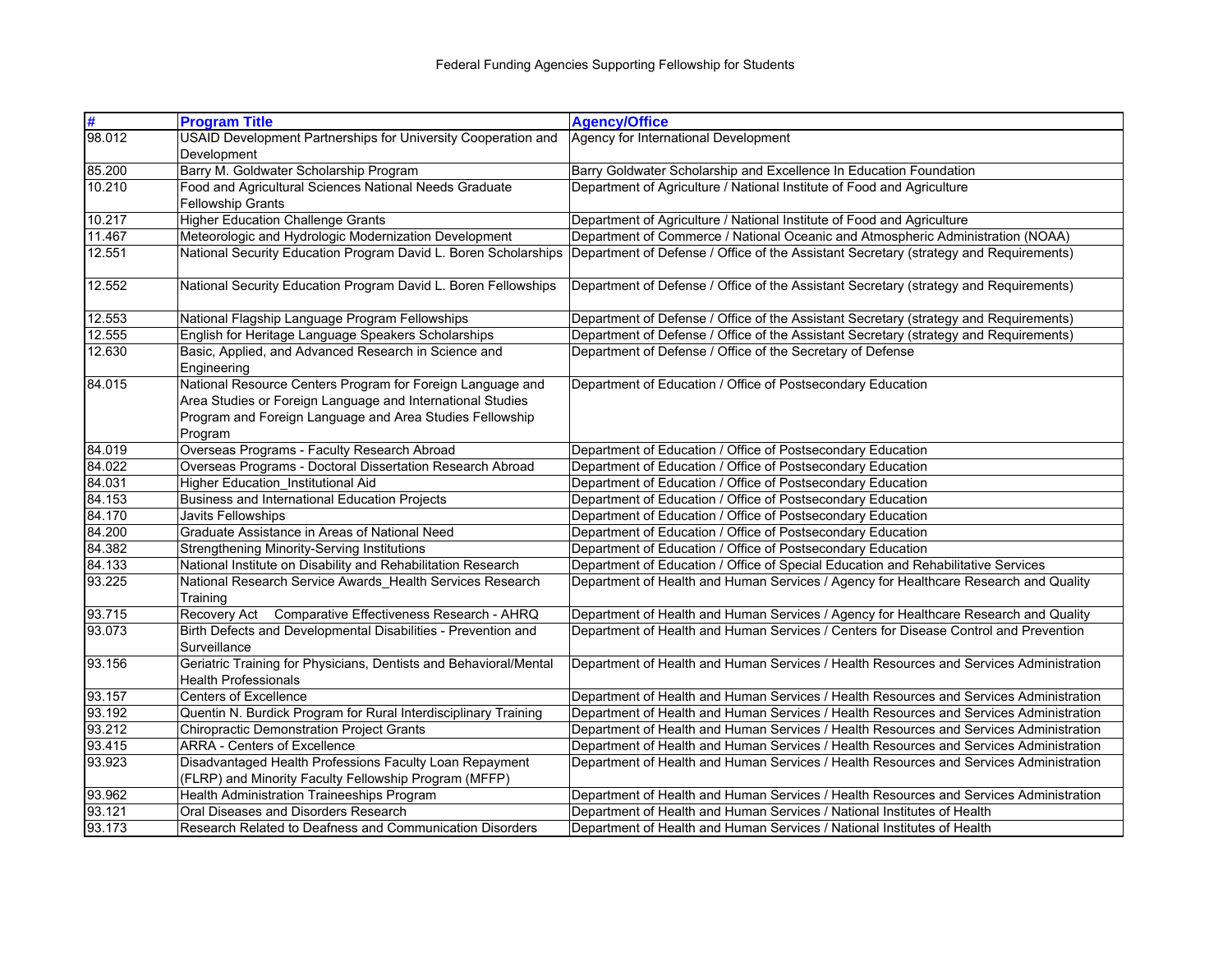# Federal Funding Agencies Supporting Fellowship for Students

| # | Program Title | Agency/Office |
|---|---|---|
| 98.012 | USAID Development Partnerships for University Cooperation and Development | Agency for International Development |
| 85.200 | Barry M. Goldwater Scholarship Program | Barry Goldwater Scholarship and Excellence In Education Foundation |
| 10.210 | Food and Agricultural Sciences National Needs Graduate Fellowship Grants | Department of Agriculture / National Institute of Food and Agriculture |
| 10.217 | Higher Education Challenge Grants | Department of Agriculture / National Institute of Food and Agriculture |
| 11.467 | Meteorologic and Hydrologic Modernization Development | Department of Commerce / National Oceanic and Atmospheric Administration (NOAA) |
| 12.551 | National Security Education Program David L. Boren Scholarships | Department of Defense / Office of the Assistant Secretary (strategy and Requirements) |
| 12.552 | National Security Education Program David L. Boren Fellowships | Department of Defense / Office of the Assistant Secretary (strategy and Requirements) |
| 12.553 | National Flagship Language Program Fellowships | Department of Defense / Office of the Assistant Secretary (strategy and Requirements) |
| 12.555 | English for Heritage Language Speakers Scholarships | Department of Defense / Office of the Assistant Secretary (strategy and Requirements) |
| 12.630 | Basic, Applied, and Advanced Research in Science and Engineering | Department of Defense / Office of the Secretary of Defense |
| 84.015 | National Resource Centers Program for Foreign Language and Area Studies or Foreign Language and International Studies Program and Foreign Language and Area Studies Fellowship Program | Department of Education / Office of Postsecondary Education |
| 84.019 | Overseas Programs - Faculty Research Abroad | Department of Education / Office of Postsecondary Education |
| 84.022 | Overseas Programs - Doctoral Dissertation Research Abroad | Department of Education / Office of Postsecondary Education |
| 84.031 | Higher Education_Institutional Aid | Department of Education / Office of Postsecondary Education |
| 84.153 | Business and International Education Projects | Department of Education / Office of Postsecondary Education |
| 84.170 | Javits Fellowships | Department of Education / Office of Postsecondary Education |
| 84.200 | Graduate Assistance in Areas of National Need | Department of Education / Office of Postsecondary Education |
| 84.382 | Strengthening Minority-Serving Institutions | Department of Education / Office of Postsecondary Education |
| 84.133 | National Institute on Disability and Rehabilitation Research | Department of Education / Office of Special Education and Rehabilitative Services |
| 93.225 | National Research Service Awards_Health Services Research Training | Department of Health and Human Services / Agency for Healthcare Research and Quality |
| 93.715 | Recovery Act   Comparative Effectiveness Research - AHRQ | Department of Health and Human Services / Agency for Healthcare Research and Quality |
| 93.073 | Birth Defects and Developmental Disabilities - Prevention and Surveillance | Department of Health and Human Services / Centers for Disease Control and Prevention |
| 93.156 | Geriatric Training for Physicians, Dentists and Behavioral/Mental Health Professionals | Department of Health and Human Services / Health Resources and Services Administration |
| 93.157 | Centers of Excellence | Department of Health and Human Services / Health Resources and Services Administration |
| 93.192 | Quentin N. Burdick Program for Rural Interdisciplinary Training | Department of Health and Human Services / Health Resources and Services Administration |
| 93.212 | Chiropractic Demonstration Project Grants | Department of Health and Human Services / Health Resources and Services Administration |
| 93.415 | ARRA - Centers of Excellence | Department of Health and Human Services / Health Resources and Services Administration |
| 93.923 | Disadvantaged Health Professions Faculty Loan Repayment (FLRP) and Minority Faculty Fellowship Program (MFFP) | Department of Health and Human Services / Health Resources and Services Administration |
| 93.962 | Health Administration Traineeships Program | Department of Health and Human Services / Health Resources and Services Administration |
| 93.121 | Oral Diseases and Disorders Research | Department of Health and Human Services / National Institutes of Health |
| 93.173 | Research Related to Deafness and Communication Disorders | Department of Health and Human Services / National Institutes of Health |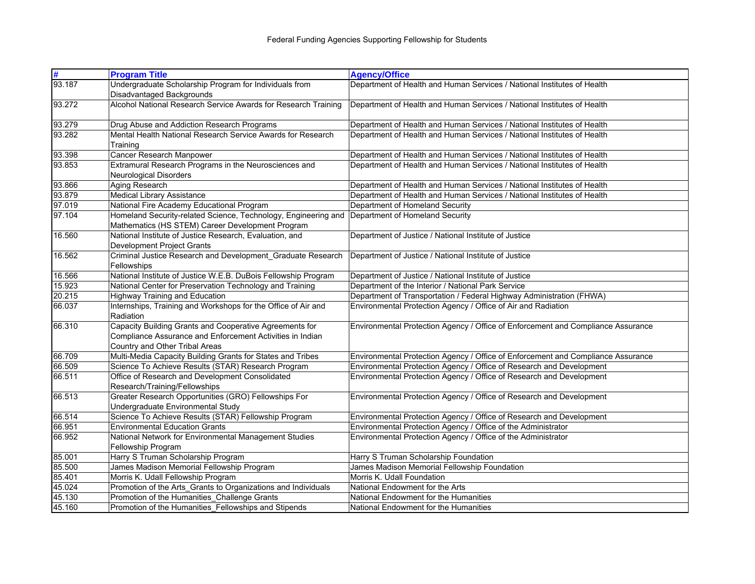Federal Funding Agencies Supporting Fellowship for Students

| # | Program Title | Agency/Office |
|---|---|---|
| 93.187 | Undergraduate Scholarship Program for Individuals from Disadvantaged Backgrounds | Department of Health and Human Services / National Institutes of Health |
| 93.272 | Alcohol National Research Service Awards for Research Training | Department of Health and Human Services / National Institutes of Health |
| 93.279 | Drug Abuse and Addiction Research Programs | Department of Health and Human Services / National Institutes of Health |
| 93.282 | Mental Health National Research Service Awards for Research Training | Department of Health and Human Services / National Institutes of Health |
| 93.398 | Cancer Research Manpower | Department of Health and Human Services / National Institutes of Health |
| 93.853 | Extramural Research Programs in the Neurosciences and Neurological Disorders | Department of Health and Human Services / National Institutes of Health |
| 93.866 | Aging Research | Department of Health and Human Services / National Institutes of Health |
| 93.879 | Medical Library Assistance | Department of Health and Human Services / National Institutes of Health |
| 97.019 | National Fire Academy Educational Program | Department of Homeland Security |
| 97.104 | Homeland Security-related Science, Technology, Engineering and Mathematics (HS STEM) Career Development Program | Department of Homeland Security |
| 16.560 | National Institute of Justice Research, Evaluation, and Development Project Grants | Department of Justice / National Institute of Justice |
| 16.562 | Criminal Justice Research and Development_Graduate Research Fellowships | Department of Justice / National Institute of Justice |
| 16.566 | National Institute of Justice W.E.B. DuBois Fellowship Program | Department of Justice / National Institute of Justice |
| 15.923 | National Center for Preservation Technology and Training | Department of the Interior / National Park Service |
| 20.215 | Highway Training and Education | Department of Transportation / Federal Highway Administration (FHWA) |
| 66.037 | Internships, Training and Workshops for the Office of Air and Radiation | Environmental Protection Agency / Office of Air and Radiation |
| 66.310 | Capacity Building Grants and Cooperative Agreements for Compliance Assurance and Enforcement Activities in Indian Country and Other Tribal Areas | Environmental Protection Agency / Office of Enforcement and Compliance Assurance |
| 66.709 | Multi-Media Capacity Building Grants for States and Tribes | Environmental Protection Agency / Office of Enforcement and Compliance Assurance |
| 66.509 | Science To Achieve Results (STAR) Research Program | Environmental Protection Agency / Office of Research and Development |
| 66.511 | Office of Research and Development Consolidated Research/Training/Fellowships | Environmental Protection Agency / Office of Research and Development |
| 66.513 | Greater Research Opportunities (GRO) Fellowships For Undergraduate Environmental Study | Environmental Protection Agency / Office of Research and Development |
| 66.514 | Science To Achieve Results (STAR) Fellowship Program | Environmental Protection Agency / Office of Research and Development |
| 66.951 | Environmental Education Grants | Environmental Protection Agency / Office of the Administrator |
| 66.952 | National Network for Environmental Management Studies Fellowship Program | Environmental Protection Agency / Office of the Administrator |
| 85.001 | Harry S Truman Scholarship Program | Harry S Truman Scholarship Foundation |
| 85.500 | James Madison Memorial Fellowship Program | James Madison Memorial Fellowship Foundation |
| 85.401 | Morris K. Udall Fellowship Program | Morris K. Udall Foundation |
| 45.024 | Promotion of the Arts_Grants to Organizations and Individuals | National Endowment for the Arts |
| 45.130 | Promotion of the Humanities_Challenge Grants | National Endowment for the Humanities |
| 45.160 | Promotion of the Humanities_Fellowships and Stipends | National Endowment for the Humanities |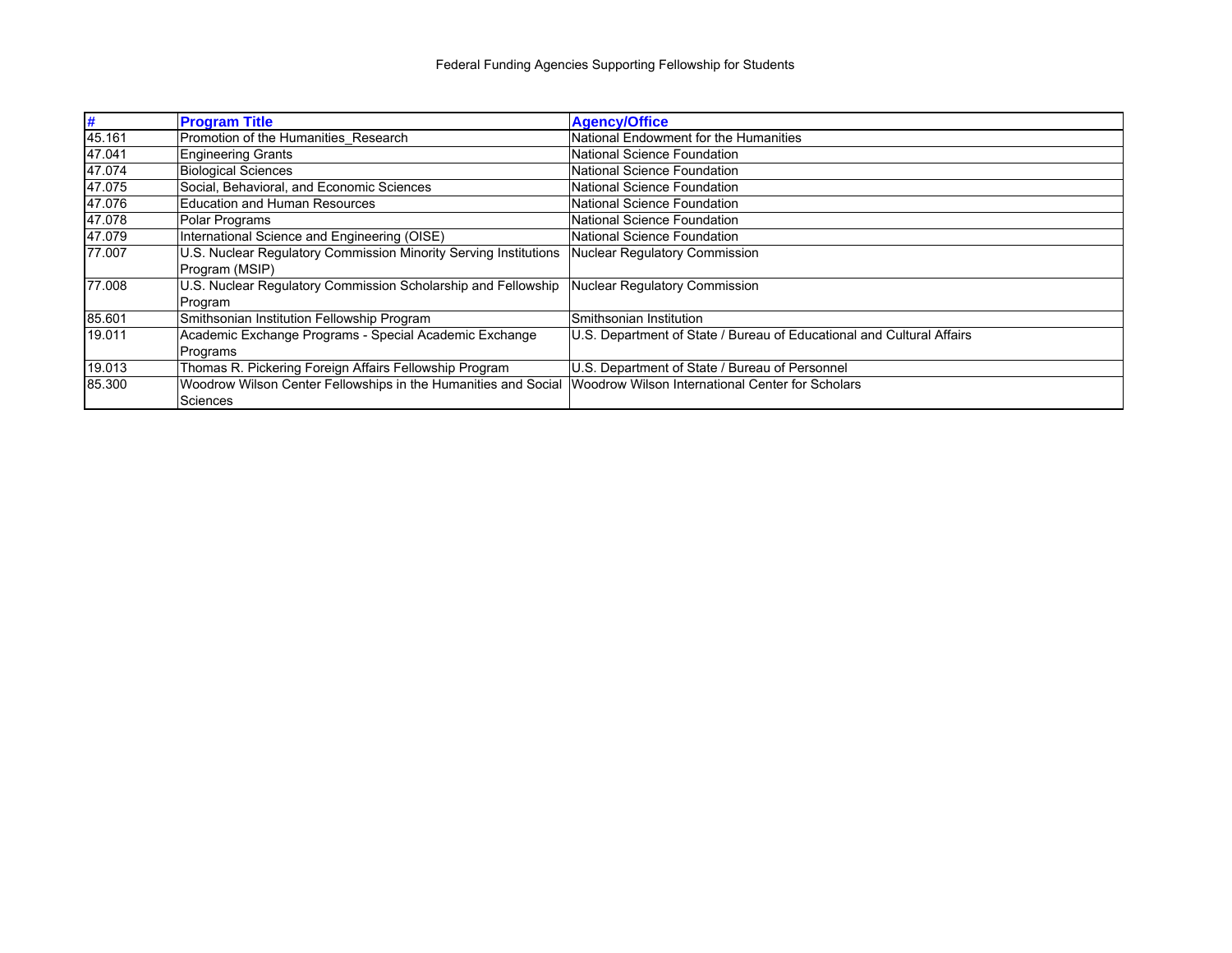Federal Funding Agencies Supporting Fellowship for Students

| # | Program Title | Agency/Office |
|---|---|---|
| 45.161 | Promotion of the Humanities_Research | National Endowment for the Humanities |
| 47.041 | Engineering Grants | National Science Foundation |
| 47.074 | Biological Sciences | National Science Foundation |
| 47.075 | Social, Behavioral, and Economic Sciences | National Science Foundation |
| 47.076 | Education and Human Resources | National Science Foundation |
| 47.078 | Polar Programs | National Science Foundation |
| 47.079 | International Science and Engineering (OISE) | National Science Foundation |
| 77.007 | U.S. Nuclear Regulatory Commission Minority Serving Institutions Program (MSIP) | Nuclear Regulatory Commission |
| 77.008 | U.S. Nuclear Regulatory Commission Scholarship and Fellowship Program | Nuclear Regulatory Commission |
| 85.601 | Smithsonian Institution Fellowship Program | Smithsonian Institution |
| 19.011 | Academic Exchange Programs - Special Academic Exchange Programs | U.S. Department of State / Bureau of Educational and Cultural Affairs |
| 19.013 | Thomas R. Pickering Foreign Affairs Fellowship Program | U.S. Department of State / Bureau of Personnel |
| 85.300 | Woodrow Wilson Center Fellowships in the Humanities and Social Sciences | Woodrow Wilson International Center for Scholars |